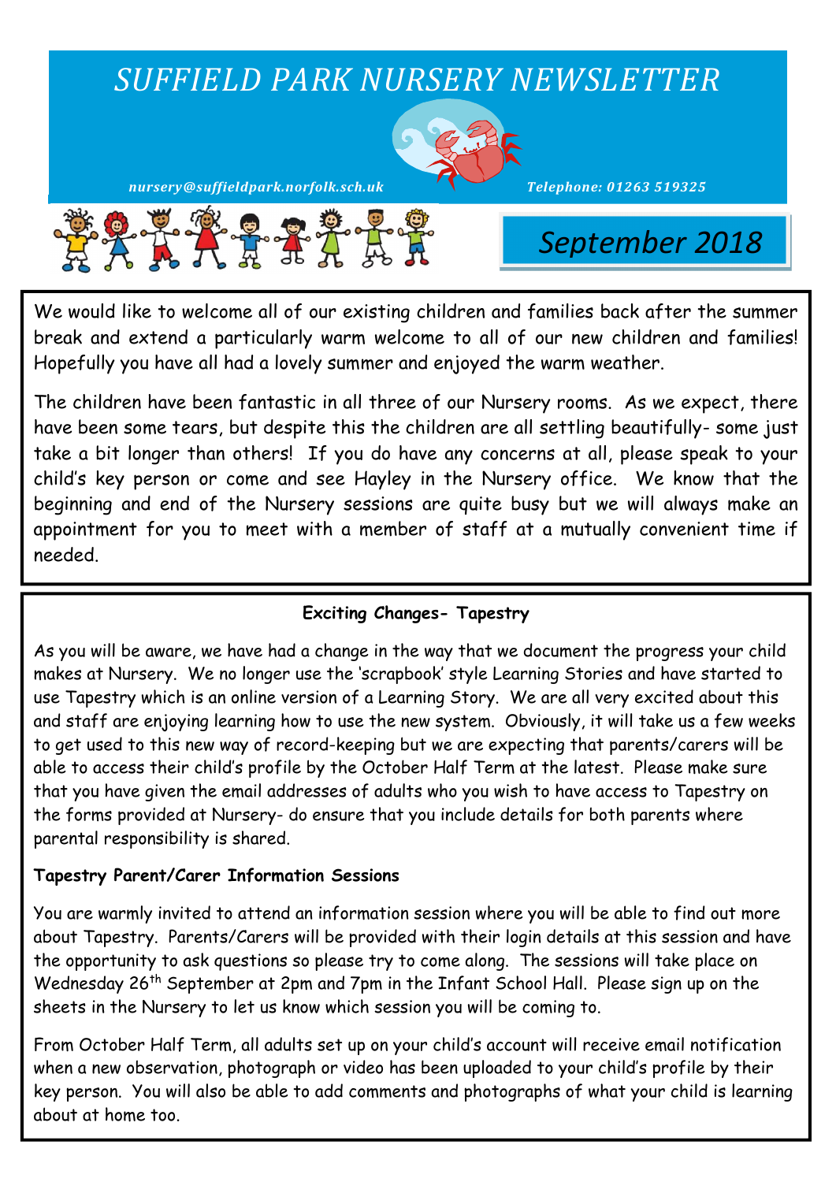# SUFFIELD PARK NURSERY NEWSLETTER

*nursery@suffieldpark.norfolk.sch.uk* *Telephone: 01263 519325*

## September 2018

We would like to welcome all of our existing children and families back after the summer break and extend a particularly warm welcome to all of our new children and families! Hopefully you have all had a lovely summer and enjoyed the warm weather.

The children have been fantastic in all three of our Nursery rooms. As we expect, there have been some tears, but despite this the children are all settling beautifully- some just take a bit longer than others! If you do have any concerns at all, please speak to your child's key person or come and see Hayley in the Nursery office. We know that the beginning and end of the Nursery sessions are quite busy but we will always make an appointment for you to meet with a member of staff at a mutually convenient time if needed.

### Exciting Changes- Tapestry

As you will be aware, we have had a change in the way that we document the progress your child makes at Nursery. We no longer use the 'scrapbook' style Learning Stories and have started to use Tapestry which is an online version of a Learning Story. We are all very excited about this and staff are enjoying learning how to use the new system. Obviously, it will take us a few weeks to get used to this new way of record-keeping but we are expecting that parents/carers will be able to access their child's profile by the October Half Term at the latest. Please make sure that you have given the email addresses of adults who you wish to have access to Tapestry on the forms provided at Nursery- do ensure that you include details for both parents where parental responsibility is shared.

**Tapestry Parent/Carer Information Sessions**

You are warmly invited to attend an information session where you will be able to find out more about Tapestry. Parents/Carers will be provided with their login details at this session and have the opportunity to ask questions so please try to come along. The sessions will take place on Wednesday 26th September at 2pm and 7pm in the Infant School Hall. Please sign up on the sheets in the Nursery to let us know which session you will be coming to.

From October Half Term, all adults set up on your child's account will receive email notification when a new observation, photograph or video has been uploaded to your child's profile by their key person. You will also be able to add comments and photographs of what your child is learning about at home too.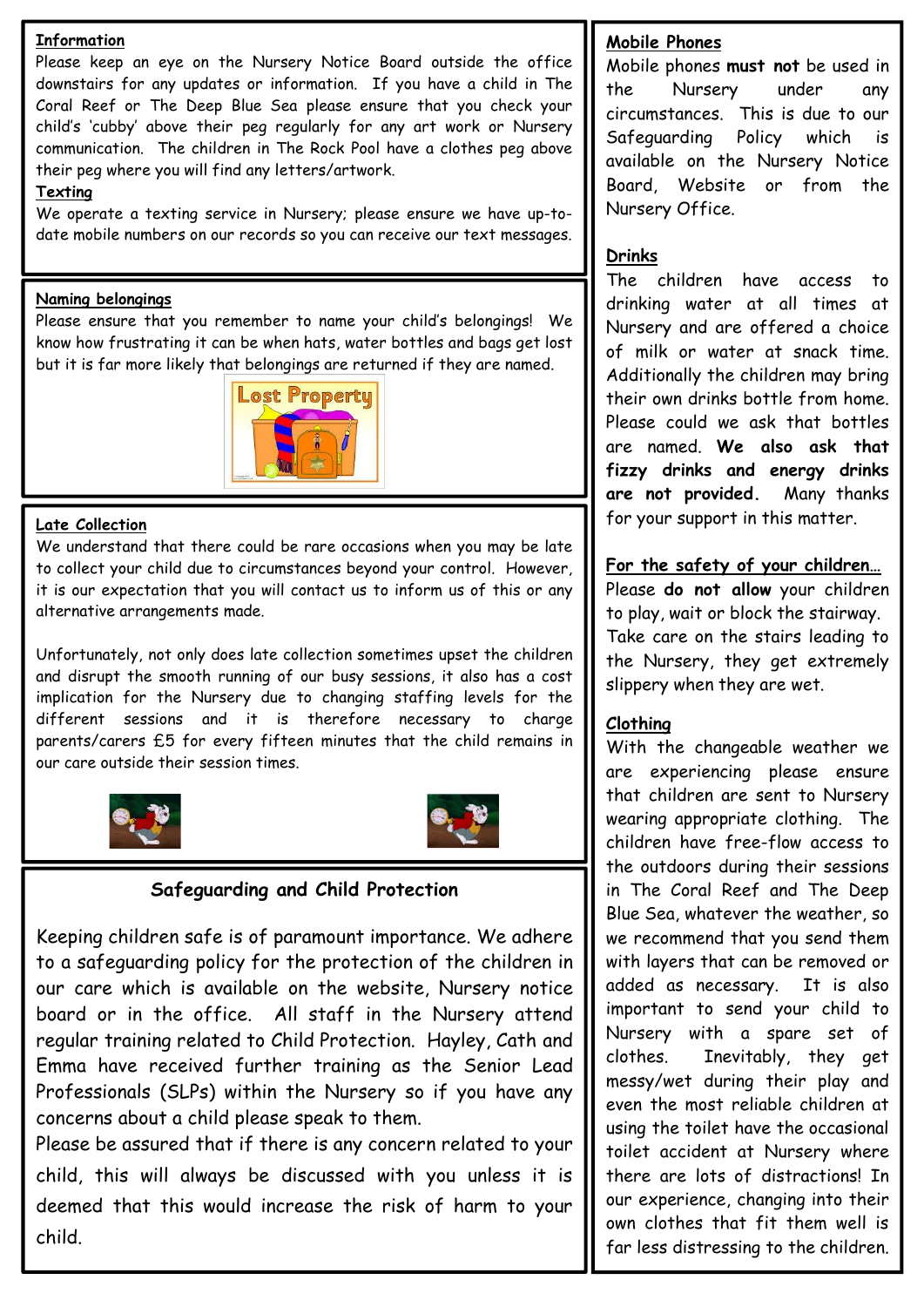## Information

Please keep an eye on the Nursery Notice Board outside the office downstairs for any updates or information. If you have a child in The Coral Reef or The Deep Blue Sea please ensure that you check your child's 'cubby' above their peg regularly for any art work or Nursery communication. The children in The Rock Pool have a clothes peg above their peg where you will find any letters/artwork.

## Texting

We operate a texting service in Nursery; please ensure we have up-to-date mobile numbers on our records so you can receive our text messages.

## Naming belongings

Please ensure that you remember to name your child's belongings! We know how frustrating it can be when hats, water bottles and bags get lost but it is far more likely that belongings are returned if they are named.

## Late Collection

We understand that there could be rare occasions when you may be late to collect your child due to circumstances beyond your control. However, it is our expectation that you will contact us to inform us of this or any alternative arrangements made.

Unfortunately, not only does late collection sometimes upset the children and disrupt the smooth running of our busy sessions, it also has a cost implication for the Nursery due to changing staffing levels for the different sessions and it is therefore necessary to charge parents/carers £5 for every fifteen minutes that the child remains in our care outside their session times.

## Safeguarding and Child Protection

Keeping children safe is of paramount importance. We adhere to a safeguarding policy for the protection of the children in our care which is available on the website, Nursery notice board or in the office. All staff in the Nursery attend regular training related to Child Protection. Hayley, Cath and Emma have received further training as the Senior Lead Professionals (SLPs) within the Nursery so if you have any concerns about a child please speak to them.

Please be assured that if there is any concern related to your child, this will always be discussed with you unless it is deemed that this would increase the risk of harm to your child.

## Mobile Phones

Mobile phones **must not** be used in the Nursery under any circumstances. This is due to our Safeguarding Policy which is available on the Nursery Notice Board, Website or from the Nursery Office.

## Drinks

The children have access to drinking water at all times at Nursery and are offered a choice of milk or water at snack time. Additionally the children may bring their own drinks bottle from home. Please could we ask that bottles are named. **We also ask that fizzy drinks and energy drinks are not provided.** Many thanks for your support in this matter.

## For the safety of your children…

Please **do not allow** your children to play, wait or block the stairway. Take care on the stairs leading to the Nursery, they get extremely slippery when they are wet.

## Clothing

With the changeable weather we are experiencing please ensure that children are sent to Nursery wearing appropriate clothing. The children have free-flow access to the outdoors during their sessions in The Coral Reef and The Deep Blue Sea, whatever the weather, so we recommend that you send them with layers that can be removed or added as necessary. It is also important to send your child to Nursery with a spare set of clothes. Inevitably, they get messy/wet during their play and even the most reliable children at using the toilet have the occasional toilet accident at Nursery where there are lots of distractions! In our experience, changing into their own clothes that fit them well is far less distressing to the children.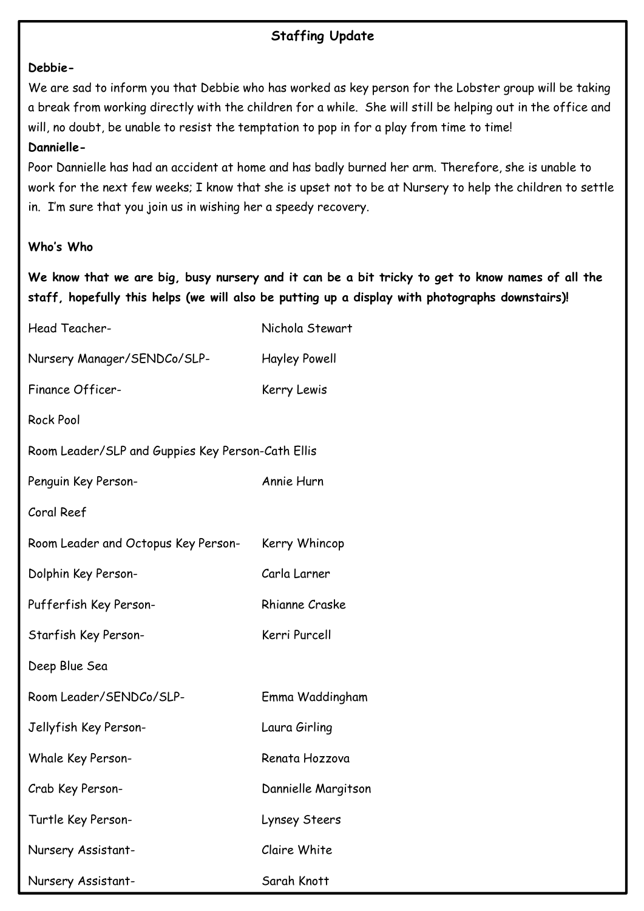## Staffing Update

**Debbie-**

We are sad to inform you that Debbie who has worked as key person for the Lobster group will be taking a break from working directly with the children for a while. She will still be helping out in the office and will, no doubt, be unable to resist the temptation to pop in for a play from time to time!

**Dannielle-**

Poor Dannielle has had an accident at home and has badly burned her arm. Therefore, she is unable to work for the next few weeks; I know that she is upset not to be at Nursery to help the children to settle in. I'm sure that you join us in wishing her a speedy recovery.

**Who's Who**

**We know that we are big, busy nursery and it can be a bit tricky to get to know names of all the staff, hopefully this helps (we will also be putting up a display with photographs downstairs)!**

Head Teacher- Nichola Stewart

Nursery Manager/SENDCo/SLP- Hayley Powell

Finance Officer- Kerry Lewis

Rock Pool

Room Leader/SLP and Guppies Key Person-Cath Ellis

Penguin Key Person- Annie Hurn

Coral Reef

Room Leader and Octopus Key Person- Kerry Whincop

Dolphin Key Person- Carla Larner

Pufferfish Key Person- Rhianne Craske

Starfish Key Person- Kerri Purcell

Deep Blue Sea

Room Leader/SENDCo/SLP- Emma Waddingham

Jellyfish Key Person- Laura Girling

Whale Key Person- Renata Hozzova

Crab Key Person- Dannielle Margitson

Turtle Key Person- Lynsey Steers

Nursery Assistant- Claire White

Nursery Assistant- Sarah Knott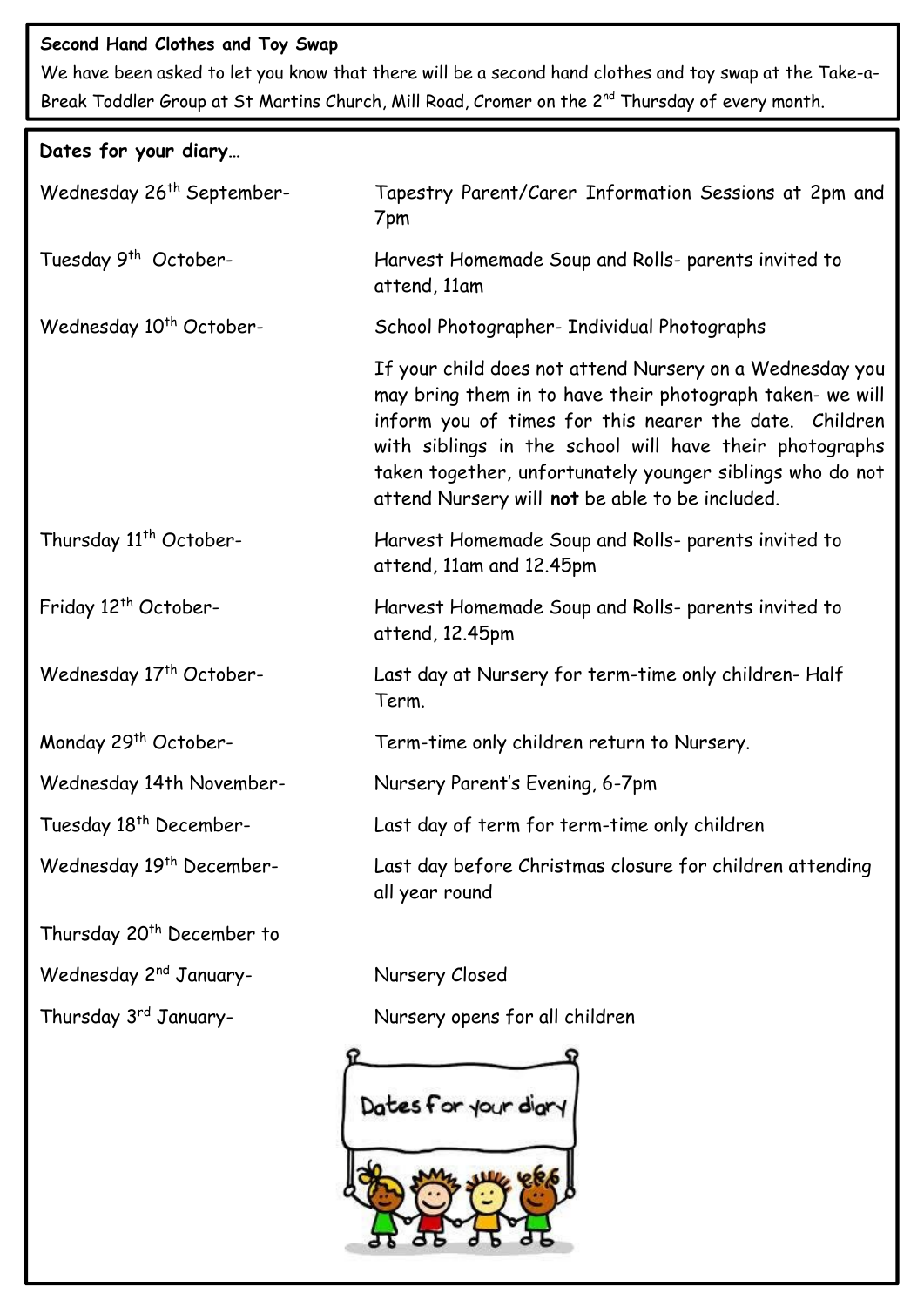**Second Hand Clothes and Toy Swap**

We have been asked to let you know that there will be a second hand clothes and toy swap at the Take-a-Break Toddler Group at St Martins Church, Mill Road, Cromer on the 2nd Thursday of every month.

**Dates for your diary…**

| | |
|---|---|
| Wednesday 26th September- | Tapestry Parent/Carer Information Sessions at 2pm and 7pm |
| Tuesday 9th October- | Harvest Homemade Soup and Rolls- parents invited to attend, 11am |
| Wednesday 10th October- | School Photographer- Individual Photographs<br><br>If your child does not attend Nursery on a Wednesday you may bring them in to have their photograph taken- we will inform you of times for this nearer the date. Children with siblings in the school will have their photographs taken together, unfortunately younger siblings who do not attend Nursery will **not** be able to be included. |
| Thursday 11th October- | Harvest Homemade Soup and Rolls- parents invited to attend, 11am and 12.45pm |
| Friday 12th October- | Harvest Homemade Soup and Rolls- parents invited to attend, 12.45pm |
| Wednesday 17th October- | Last day at Nursery for term-time only children- Half Term. |
| Monday 29th October- | Term-time only children return to Nursery. |
| Wednesday 14th November- | Nursery Parent's Evening, 6-7pm |
| Tuesday 18th December- | Last day of term for term-time only children |
| Wednesday 19th December- | Last day before Christmas closure for children attending all year round |
| Thursday 20th December to Wednesday 2nd January- | Nursery Closed |
| Thursday 3rd January- | Nursery opens for all children |